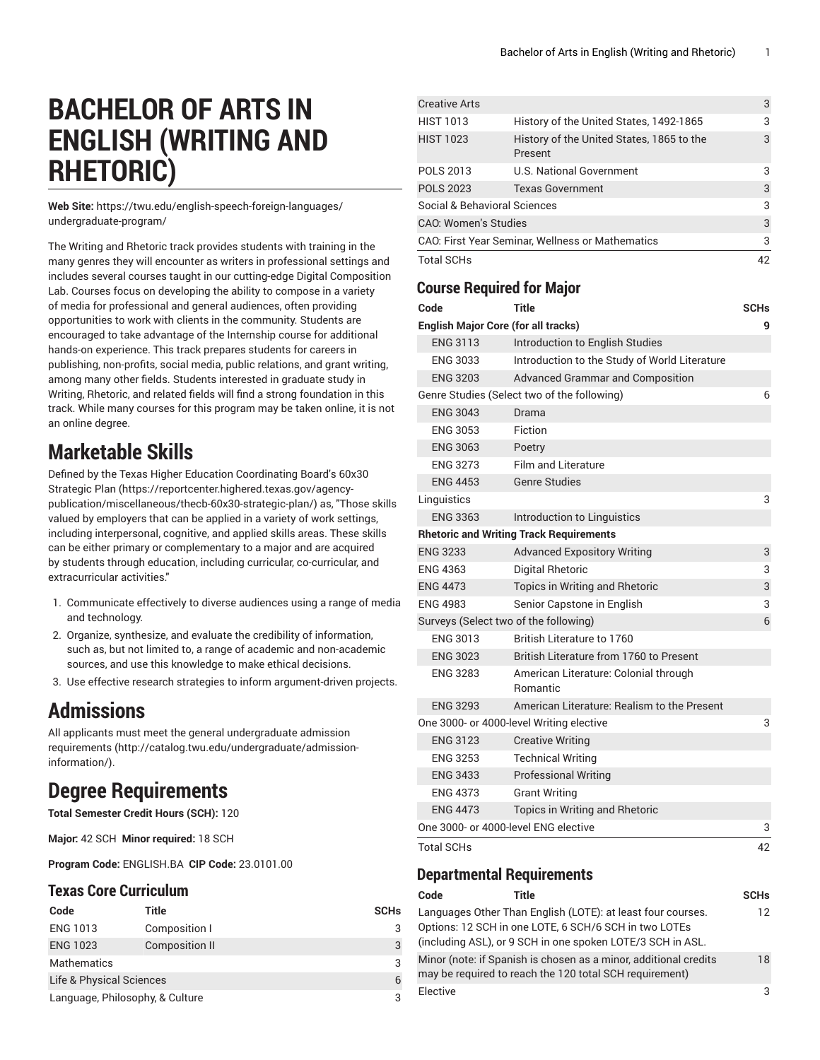# BACHELOR OF ARTS IN ENGLISH (WRITING AND RHETORIC)

**Web Site:** https://twu.edu/english-speech-foreign-languages/undergraduate-program/

The Writing and Rhetoric track provides students with training in the many genres they will encounter as writers in professional settings and includes several courses taught in our cutting-edge Digital Composition Lab. Courses focus on developing the ability to compose in a variety of media for professional and general audiences, often providing opportunities to work with clients in the community. Students are encouraged to take advantage of the Internship course for additional hands-on experience. This track prepares students for careers in publishing, non-profits, social media, public relations, and grant writing, among many other fields. Students interested in graduate study in Writing, Rhetoric, and related fields will find a strong foundation in this track. While many courses for this program may be taken online, it is not an online degree.

## Marketable Skills

Defined by the Texas Higher Education Coordinating Board's 60x30 Strategic Plan (https://reportcenter.highered.texas.gov/agency-publication/miscellaneous/thecb-60x30-strategic-plan/) as, "Those skills valued by employers that can be applied in a variety of work settings, including interpersonal, cognitive, and applied skills areas. These skills can be either primary or complementary to a major and are acquired by students through education, including curricular, co-curricular, and extracurricular activities."

1. Communicate effectively to diverse audiences using a range of media and technology.
2. Organize, synthesize, and evaluate the credibility of information, such as, but not limited to, a range of academic and non-academic sources, and use this knowledge to make ethical decisions.
3. Use effective research strategies to inform argument-driven projects.

## Admissions

All applicants must meet the general undergraduate admission requirements (http://catalog.twu.edu/undergraduate/admission-information/).

## Degree Requirements

**Total Semester Credit Hours (SCH):** 120

**Major:** 42 SCH **Minor required:** 18 SCH

**Program Code:** ENGLISH.BA **CIP Code:** 23.0101.00

### Texas Core Curriculum

| Code | Title | SCHs |
|---|---|---|
| ENG 1013 | Composition I | 3 |
| ENG 1023 | Composition II | 3 |
| Mathematics | | 3 |
| Life & Physical Sciences | | 6 |
| Language, Philosophy, & Culture | | 3 |
| Creative Arts | | 3 |
| HIST 1013 | History of the United States, 1492-1865 | 3 |
| HIST 1023 | History of the United States, 1865 to the Present | 3 |
| POLS 2013 | U.S. National Government | 3 |
| POLS 2023 | Texas Government | 3 |
| Social & Behavioral Sciences | | 3 |
| CAO: Women's Studies | | 3 |
| CAO: First Year Seminar, Wellness or Mathematics | | 3 |
| Total SCHs | | 42 |

### Course Required for Major

| Code | Title | SCHs |
|---|---|---|
| **English Major Core (for all tracks)** | | **9** |
| ENG 3113 | Introduction to English Studies | |
| ENG 3033 | Introduction to the Study of World Literature | |
| ENG 3203 | Advanced Grammar and Composition | |
| Genre Studies (Select two of the following) | | 6 |
| ENG 3043 | Drama | |
| ENG 3053 | Fiction | |
| ENG 3063 | Poetry | |
| ENG 3273 | Film and Literature | |
| ENG 4453 | Genre Studies | |
| Linguistics | | 3 |
| ENG 3363 | Introduction to Linguistics | |
| **Rhetoric and Writing Track Requirements** | | |
| ENG 3233 | Advanced Expository Writing | 3 |
| ENG 4363 | Digital Rhetoric | 3 |
| ENG 4473 | Topics in Writing and Rhetoric | 3 |
| ENG 4983 | Senior Capstone in English | 3 |
| Surveys (Select two of the following) | | 6 |
| ENG 3013 | British Literature to 1760 | |
| ENG 3023 | British Literature from 1760 to Present | |
| ENG 3283 | American Literature: Colonial through Romantic | |
| ENG 3293 | American Literature: Realism to the Present | |
| One 3000- or 4000-level Writing elective | | 3 |
| ENG 3123 | Creative Writing | |
| ENG 3253 | Technical Writing | |
| ENG 3433 | Professional Writing | |
| ENG 4373 | Grant Writing | |
| ENG 4473 | Topics in Writing and Rhetoric | |
| One 3000- or 4000-level ENG elective | | 3 |
| Total SCHs | | 42 |

### Departmental Requirements

| Code | Title | SCHs |
|---|---|---|
| Languages Other Than English (LOTE): at least four courses. Options: 12 SCH in one LOTE, 6 SCH/6 SCH in two LOTEs (including ASL), or 9 SCH in one spoken LOTE/3 SCH in ASL. | | 12 |
| Minor (note: if Spanish is chosen as a minor, additional credits may be required to reach the 120 total SCH requirement) | | 18 |
| Elective | | 3 |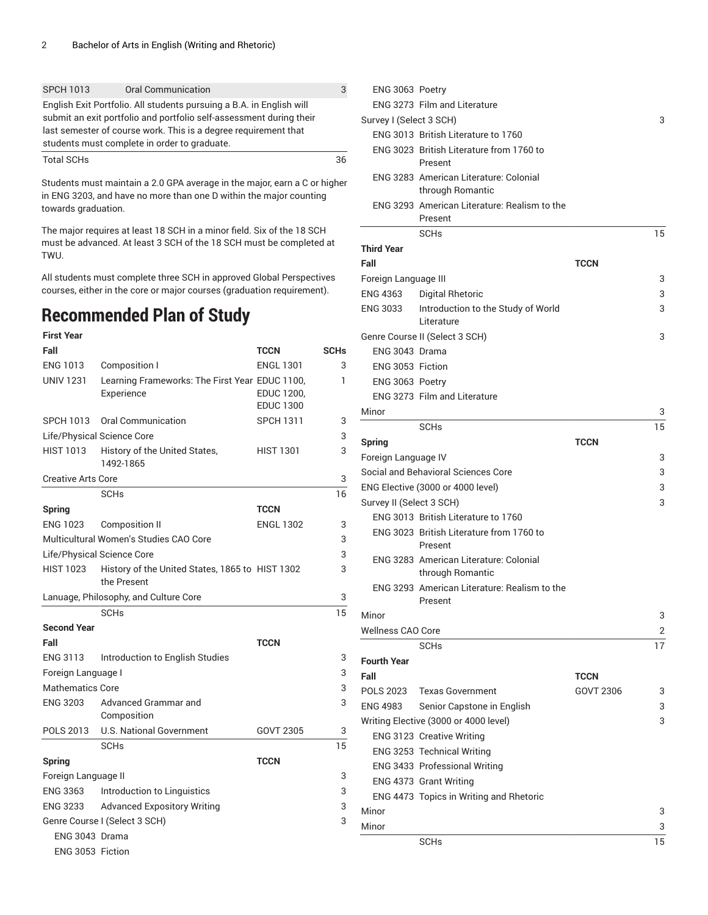| | | |
|---|---|---|
| SPCH 1013 | Oral Communication | 3 |
| English Exit Portfolio. All students pursuing a B.A. in English will submit an exit portfolio and portfolio self-assessment during their last semester of course work. This is a degree requirement that students must complete in order to graduate. | | |
| Total SCHs | | 36 |

Students must maintain a 2.0 GPA average in the major, earn a C or higher in ENG 3203, and have no more than one D within the major counting towards graduation.

The major requires at least 18 SCH in a minor field. Six of the 18 SCH must be advanced. At least 3 SCH of the 18 SCH must be completed at TWU.

All students must complete three SCH in approved Global Perspectives courses, either in the core or major courses (graduation requirement).

# Recommended Plan of Study

| First Year | | | |
|---|---|---|---|
| **Fall** | | **TCCN** | **SCHs** |
| ENG 1013 | Composition I | ENGL 1301 | 3 |
| UNIV 1231 | Learning Frameworks: The First Year Experience | EDUC 1100, EDUC 1200, EDUC 1300 | 1 |
| SPCH 1013 | Oral Communication | SPCH 1311 | 3 |
| Life/Physical Science Core | | | 3 |
| HIST 1013 | History of the United States, 1492-1865 | HIST 1301 | 3 |
| Creative Arts Core | | | 3 |
| | SCHs | | 16 |
| **Spring** | | **TCCN** | |
| ENG 1023 | Composition II | ENGL 1302 | 3 |
| Multicultural Women's Studies CAO Core | | | 3 |
| Life/Physical Science Core | | | 3 |
| HIST 1023 | History of the United States, 1865 to the Present | HIST 1302 | 3 |
| Lanuage, Philosophy, and Culture Core | | | 3 |
| | SCHs | | 15 |
| **Second Year** | | | |
| **Fall** | | **TCCN** | |
| ENG 3113 | Introduction to English Studies | | 3 |
| Foreign Language I | | | 3 |
| Mathematics Core | | | 3 |
| ENG 3203 | Advanced Grammar and Composition | | 3 |
| POLS 2013 | U.S. National Government | GOVT 2305 | 3 |
| | SCHs | | 15 |
| **Spring** | | **TCCN** | |
| Foreign Language II | | | 3 |
| ENG 3363 | Introduction to Linguistics | | 3 |
| ENG 3233 | Advanced Expository Writing | | 3 |
| Genre Course I (Select 3 SCH) | | | 3 |
| ENG 3043 | Drama | | |
| ENG 3053 | Fiction | | |
| ENG 3063 | Poetry | | |
| ENG 3273 | Film and Literature | | |
| Survey I (Select 3 SCH) | | | 3 |
| ENG 3013 | British Literature to 1760 | | |
| ENG 3023 | British Literature from 1760 to Present | | |
| ENG 3283 | American Literature: Colonial through Romantic | | |
| ENG 3293 | American Literature: Realism to the Present | | |
| | SCHs | | 15 |
| **Third Year** | | | |
| **Fall** | | **TCCN** | |
| Foreign Language III | | | 3 |
| ENG 4363 | Digital Rhetoric | | 3 |
| ENG 3033 | Introduction to the Study of World Literature | | 3 |
| Genre Course II (Select 3 SCH) | | | 3 |
| ENG 3043 | Drama | | |
| ENG 3053 | Fiction | | |
| ENG 3063 | Poetry | | |
| ENG 3273 | Film and Literature | | |
| Minor | | | 3 |
| | SCHs | | 15 |
| **Spring** | | **TCCN** | |
| Foreign Language IV | | | 3 |
| Social and Behavioral Sciences Core | | | 3 |
| ENG Elective (3000 or 4000 level) | | | 3 |
| Survey II (Select 3 SCH) | | | 3 |
| ENG 3013 | British Literature to 1760 | | |
| ENG 3023 | British Literature from 1760 to Present | | |
| ENG 3283 | American Literature: Colonial through Romantic | | |
| ENG 3293 | American Literature: Realism to the Present | | |
| Minor | | | 3 |
| Wellness CAO Core | | | 2 |
| | SCHs | | 17 |
| **Fourth Year** | | | |
| **Fall** | | **TCCN** | |
| POLS 2023 | Texas Government | GOVT 2306 | 3 |
| ENG 4983 | Senior Capstone in English | | 3 |
| Writing Elective (3000 or 4000 level) | | | 3 |
| ENG 3123 | Creative Writing | | |
| ENG 3253 | Technical Writing | | |
| ENG 3433 | Professional Writing | | |
| ENG 4373 | Grant Writing | | |
| ENG 4473 | Topics in Writing and Rhetoric | | |
| Minor | | | 3 |
| Minor | | | 3 |
| | SCHs | | 15 |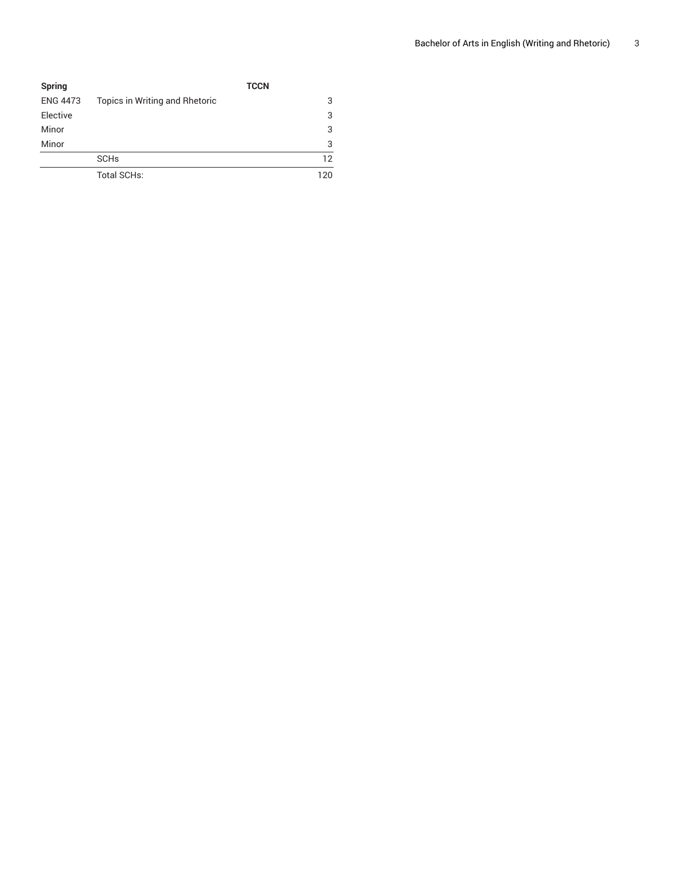| Spring | | TCCN | |
| --- | --- | --- | --- |
| ENG 4473 | Topics in Writing and Rhetoric | | 3 |
| Elective | | | 3 |
| Minor | | | 3 |
| Minor | | | 3 |
| | SCHs | | 12 |
| | Total SCHs: | | 120 |